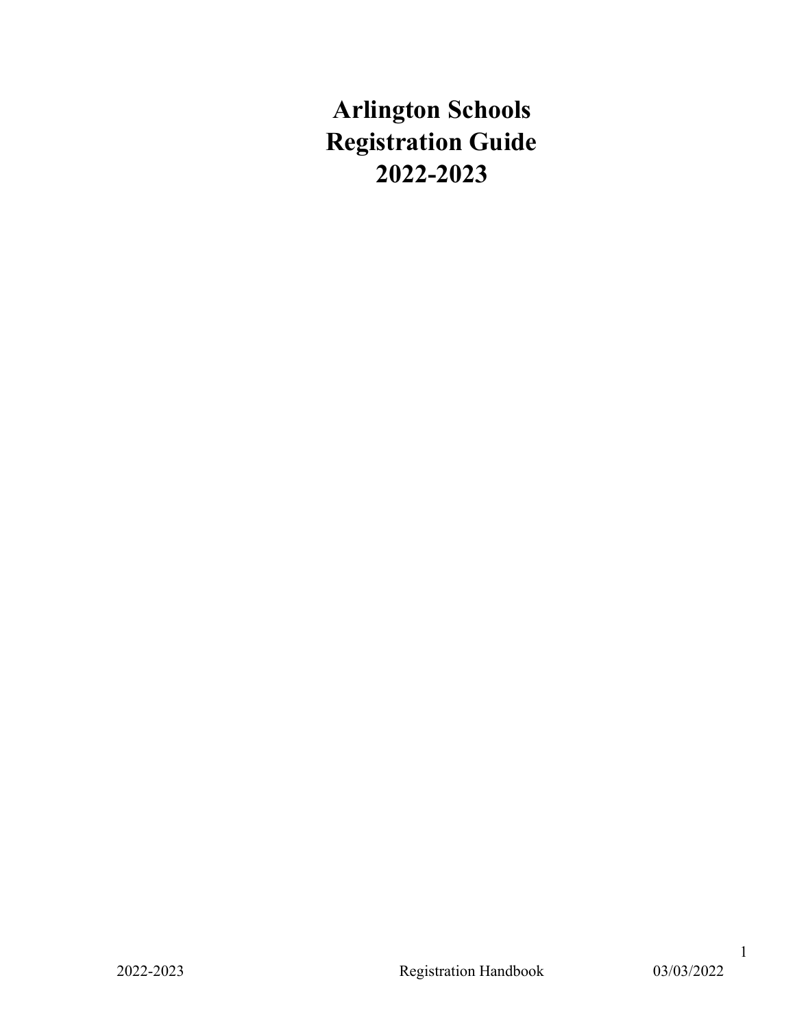# Arlington Schools Registration Guide 2022-2023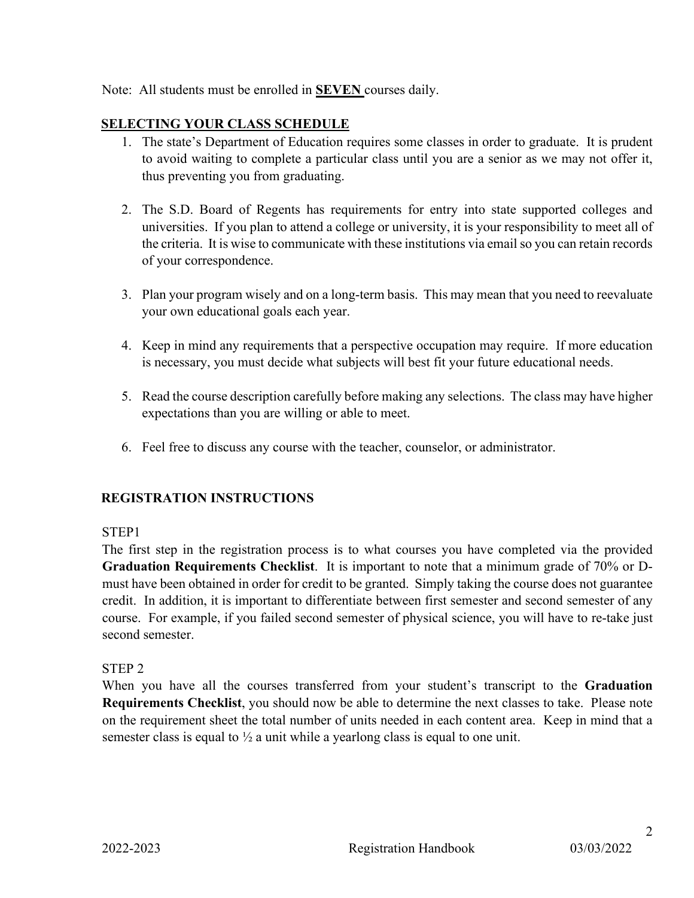Note: All students must be enrolled in **SEVEN** courses daily.

## SELECTING YOUR CLASS SCHEDULE

1. The state's Department of Education requires some classes in order to graduate. It is prudent to avoid waiting to complete a particular class until you are a senior as we may not offer it, thus preventing you from graduating.

2. The S.D. Board of Regents has requirements for entry into state supported colleges and universities. If you plan to attend a college or university, it is your responsibility to meet all of the criteria. It is wise to communicate with these institutions via email so you can retain records of your correspondence.

3. Plan your program wisely and on a long-term basis. This may mean that you need to reevaluate your own educational goals each year.

4. Keep in mind any requirements that a perspective occupation may require. If more education is necessary, you must decide what subjects will best fit your future educational needs.

5. Read the course description carefully before making any selections. The class may have higher expectations than you are willing or able to meet.

6. Feel free to discuss any course with the teacher, counselor, or administrator.

## REGISTRATION INSTRUCTIONS

STEP1

The first step in the registration process is to what courses you have completed via the provided **Graduation Requirements Checklist**. It is important to note that a minimum grade of 70% or D- must have been obtained in order for credit to be granted. Simply taking the course does not guarantee credit. In addition, it is important to differentiate between first semester and second semester of any course. For example, if you failed second semester of physical science, you will have to re-take just second semester.

STEP 2

When you have all the courses transferred from your student's transcript to the **Graduation Requirements Checklist**, you should now be able to determine the next classes to take. Please note on the requirement sheet the total number of units needed in each content area. Keep in mind that a semester class is equal to ½ a unit while a yearlong class is equal to one unit.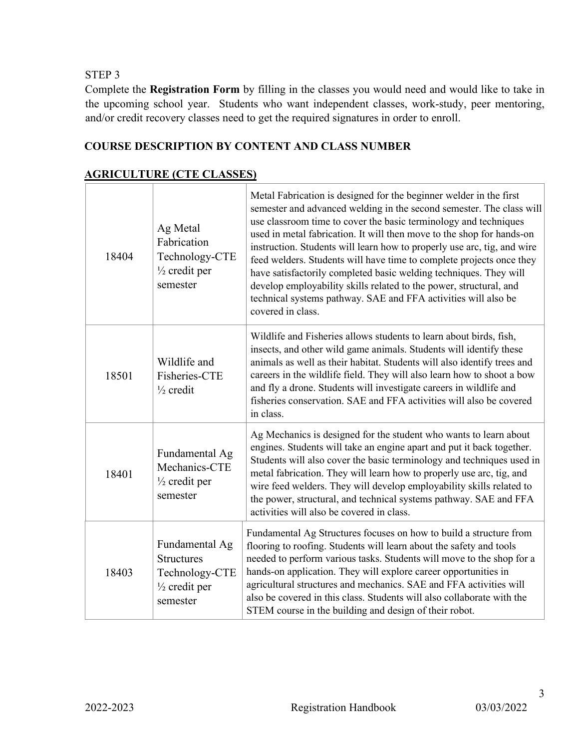STEP 3

Complete the **Registration Form** by filling in the classes you would need and would like to take in the upcoming school year. Students who want independent classes, work-study, peer mentoring, and/or credit recovery classes need to get the required signatures in order to enroll.

## COURSE DESCRIPTION BY CONTENT AND CLASS NUMBER

### AGRICULTURE (CTE CLASSES)

| | | |
|---|---|---|
| 18404 | Ag Metal Fabrication Technology-CTE ½ credit per semester | Metal Fabrication is designed for the beginner welder in the first semester and advanced welding in the second semester. The class will use classroom time to cover the basic terminology and techniques used in metal fabrication. It will then move to the shop for hands-on instruction. Students will learn how to properly use arc, tig, and wire feed welders. Students will have time to complete projects once they have satisfactorily completed basic welding techniques. They will develop employability skills related to the power, structural, and technical systems pathway. SAE and FFA activities will also be covered in class. |
| 18501 | Wildlife and Fisheries-CTE ½ credit | Wildlife and Fisheries allows students to learn about birds, fish, insects, and other wild game animals. Students will identify these animals as well as their habitat. Students will also identify trees and careers in the wildlife field. They will also learn how to shoot a bow and fly a drone. Students will investigate careers in wildlife and fisheries conservation. SAE and FFA activities will also be covered in class. |
| 18401 | Fundamental Ag Mechanics-CTE ½ credit per semester | Ag Mechanics is designed for the student who wants to learn about engines. Students will take an engine apart and put it back together. Students will also cover the basic terminology and techniques used in metal fabrication. They will learn how to properly use arc, tig, and wire feed welders. They will develop employability skills related to the power, structural, and technical systems pathway. SAE and FFA activities will also be covered in class. |
| 18403 | Fundamental Ag Structures Technology-CTE ½ credit per semester | Fundamental Ag Structures focuses on how to build a structure from flooring to roofing. Students will learn about the safety and tools needed to perform various tasks. Students will move to the shop for a hands-on application. They will explore career opportunities in agricultural structures and mechanics. SAE and FFA activities will also be covered in this class. Students will also collaborate with the STEM course in the building and design of their robot. |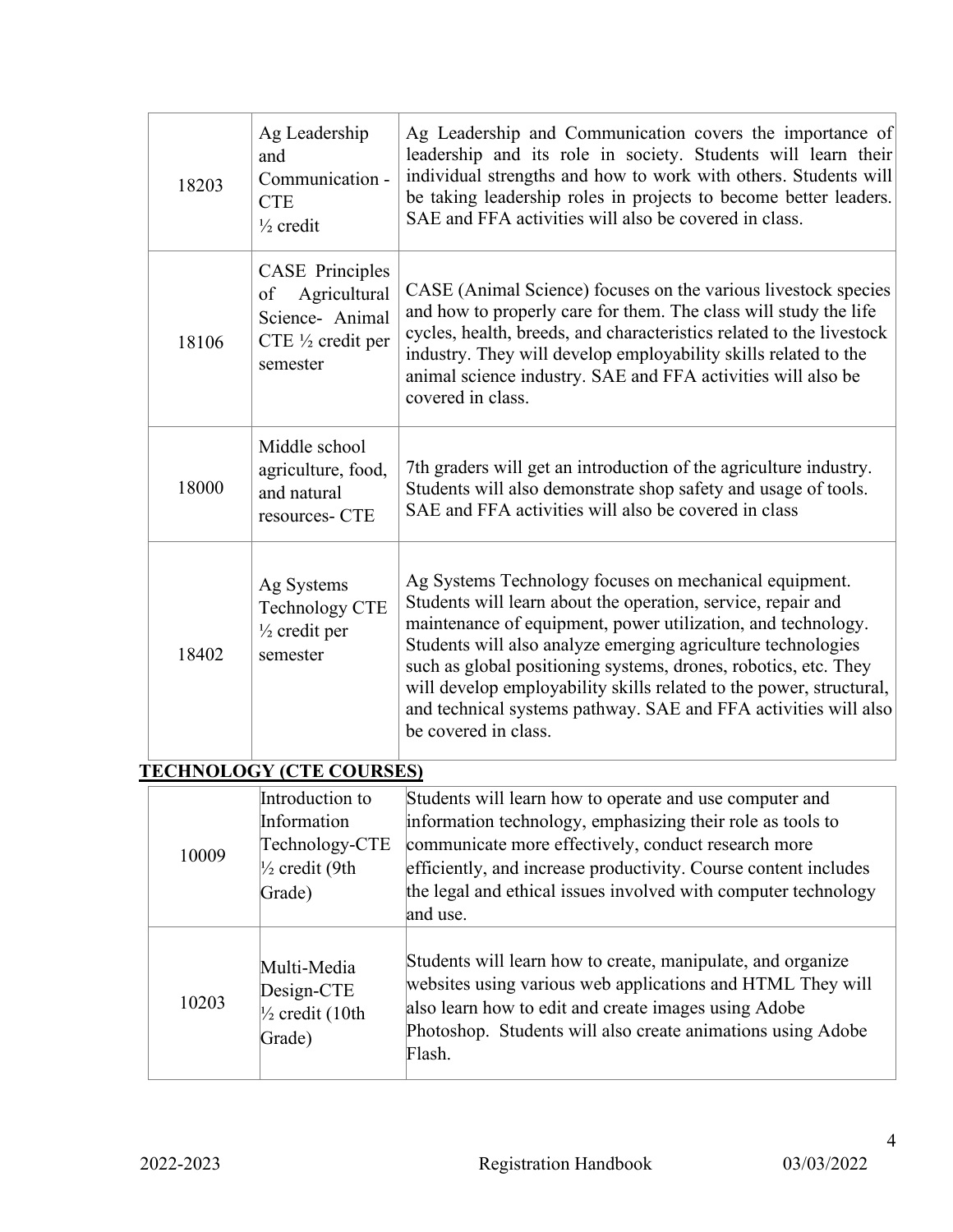| | | |
|---|---|---|
| 18203 | Ag Leadership and Communication - CTE ½ credit | Ag Leadership and Communication covers the importance of leadership and its role in society. Students will learn their individual strengths and how to work with others. Students will be taking leadership roles in projects to become better leaders. SAE and FFA activities will also be covered in class. |
| 18106 | CASE Principles of Agricultural Science- Animal CTE ½ credit per semester | CASE (Animal Science) focuses on the various livestock species and how to properly care for them. The class will study the life cycles, health, breeds, and characteristics related to the livestock industry. They will develop employability skills related to the animal science industry. SAE and FFA activities will also be covered in class. |
| 18000 | Middle school agriculture, food, and natural resources- CTE | 7th graders will get an introduction of the agriculture industry. Students will also demonstrate shop safety and usage of tools. SAE and FFA activities will also be covered in class |
| 18402 | Ag Systems Technology CTE ½ credit per semester | Ag Systems Technology focuses on mechanical equipment. Students will learn about the operation, service, repair and maintenance of equipment, power utilization, and technology. Students will also analyze emerging agriculture technologies such as global positioning systems, drones, robotics, etc. They will develop employability skills related to the power, structural, and technical systems pathway. SAE and FFA activities will also be covered in class. |

## TECHNOLOGY (CTE COURSES)

| | | |
|---|---|---|
| 10009 | Introduction to Information Technology-CTE ½ credit (9th Grade) | Students will learn how to operate and use computer and information technology, emphasizing their role as tools to communicate more effectively, conduct research more efficiently, and increase productivity. Course content includes the legal and ethical issues involved with computer technology and use. |
| 10203 | Multi-Media Design-CTE ½ credit (10th Grade) | Students will learn how to create, manipulate, and organize websites using various web applications and HTML They will also learn how to edit and create images using Adobe Photoshop. Students will also create animations using Adobe Flash. |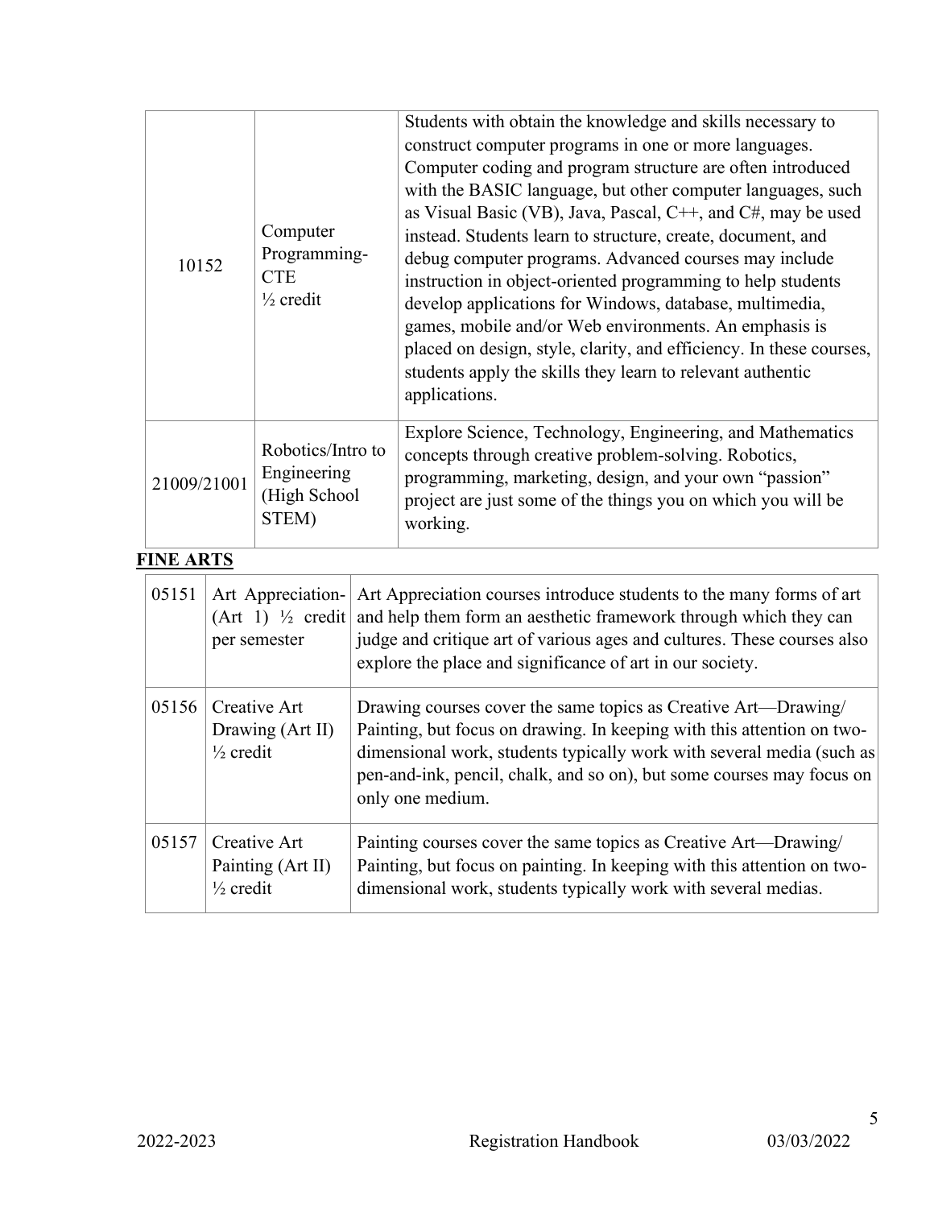| | | |
|---|---|---|
| 10152 | Computer Programming-CTE ½ credit | Students with obtain the knowledge and skills necessary to construct computer programs in one or more languages. Computer coding and program structure are often introduced with the BASIC language, but other computer languages, such as Visual Basic (VB), Java, Pascal, C++, and C#, may be used instead. Students learn to structure, create, document, and debug computer programs. Advanced courses may include instruction in object-oriented programming to help students develop applications for Windows, database, multimedia, games, mobile and/or Web environments. An emphasis is placed on design, style, clarity, and efficiency. In these courses, students apply the skills they learn to relevant authentic applications. |
| 21009/21001 | Robotics/Intro to Engineering (High School STEM) | Explore Science, Technology, Engineering, and Mathematics concepts through creative problem-solving. Robotics, programming, marketing, design, and your own "passion" project are just some of the things you on which you will be working. |

## FINE ARTS

| | | |
|---|---|---|
| 05151 | Art Appreciation-(Art 1) ½ credit per semester | Art Appreciation courses introduce students to the many forms of art and help them form an aesthetic framework through which they can judge and critique art of various ages and cultures. These courses also explore the place and significance of art in our society. |
| 05156 | Creative Art Drawing (Art II) ½ credit | Drawing courses cover the same topics as Creative Art—Drawing/ Painting, but focus on drawing. In keeping with this attention on two-dimensional work, students typically work with several media (such as pen-and-ink, pencil, chalk, and so on), but some courses may focus on only one medium. |
| 05157 | Creative Art Painting (Art II) ½ credit | Painting courses cover the same topics as Creative Art—Drawing/ Painting, but focus on painting. In keeping with this attention on two-dimensional work, students typically work with several medias. |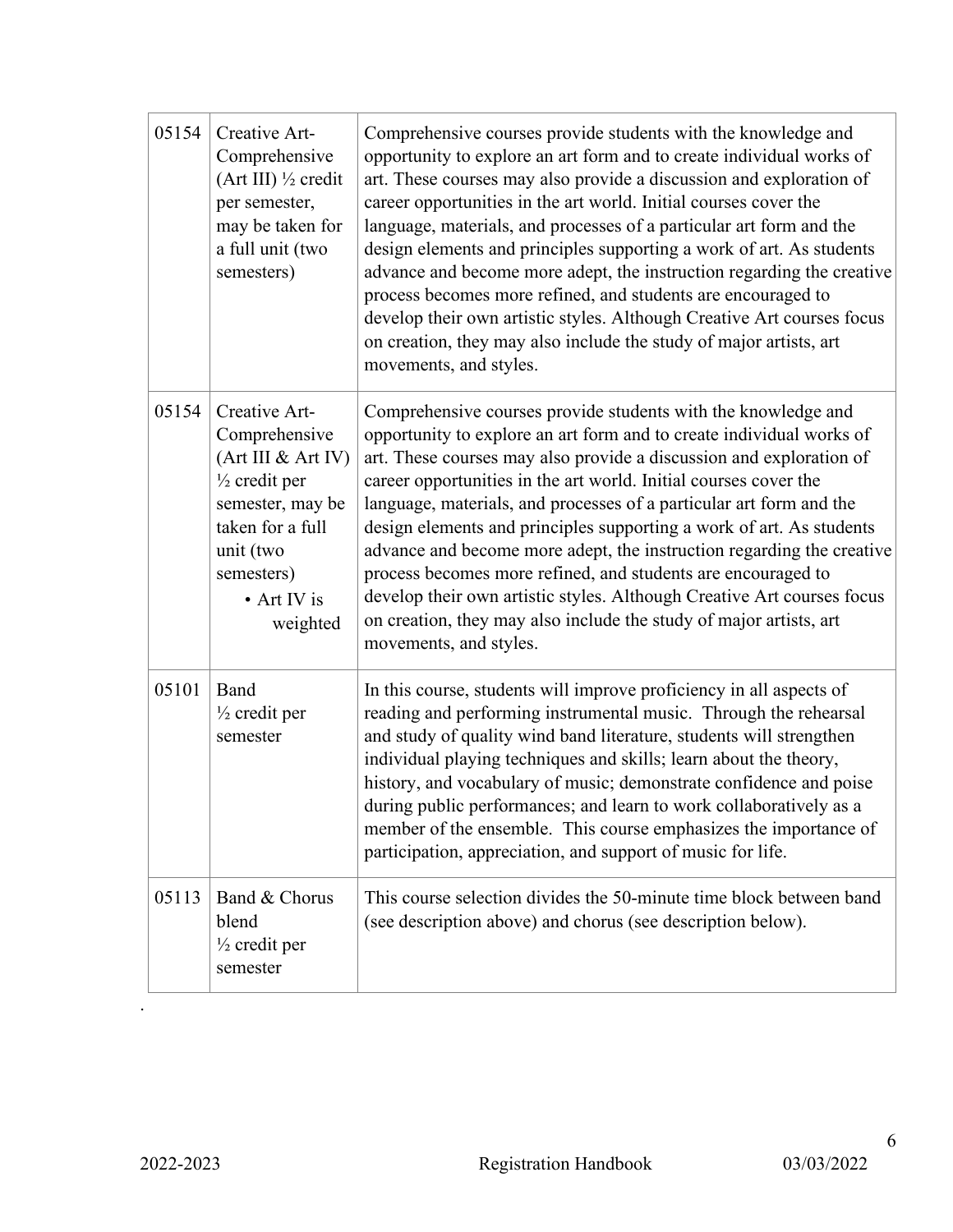| | | |
|---|---|---|
| 05154 | Creative Art-Comprehensive (Art III) ½ credit per semester, may be taken for a full unit (two semesters) | Comprehensive courses provide students with the knowledge and opportunity to explore an art form and to create individual works of art. These courses may also provide a discussion and exploration of career opportunities in the art world. Initial courses cover the language, materials, and processes of a particular art form and the design elements and principles supporting a work of art. As students advance and become more adept, the instruction regarding the creative process becomes more refined, and students are encouraged to develop their own artistic styles. Although Creative Art courses focus on creation, they may also include the study of major artists, art movements, and styles. |
| 05154 | Creative Art-Comprehensive (Art III & Art IV) ½ credit per semester, may be taken for a full unit (two semesters) <br>• Art IV is weighted | Comprehensive courses provide students with the knowledge and opportunity to explore an art form and to create individual works of art. These courses may also provide a discussion and exploration of career opportunities in the art world. Initial courses cover the language, materials, and processes of a particular art form and the design elements and principles supporting a work of art. As students advance and become more adept, the instruction regarding the creative process becomes more refined, and students are encouraged to develop their own artistic styles. Although Creative Art courses focus on creation, they may also include the study of major artists, art movements, and styles. |
| 05101 | Band<br>½ credit per semester | In this course, students will improve proficiency in all aspects of reading and performing instrumental music. Through the rehearsal and study of quality wind band literature, students will strengthen individual playing techniques and skills; learn about the theory, history, and vocabulary of music; demonstrate confidence and poise during public performances; and learn to work collaboratively as a member of the ensemble. This course emphasizes the importance of participation, appreciation, and support of music for life. |
| 05113 | Band & Chorus blend<br>½ credit per semester | This course selection divides the 50-minute time block between band (see description above) and chorus (see description below). |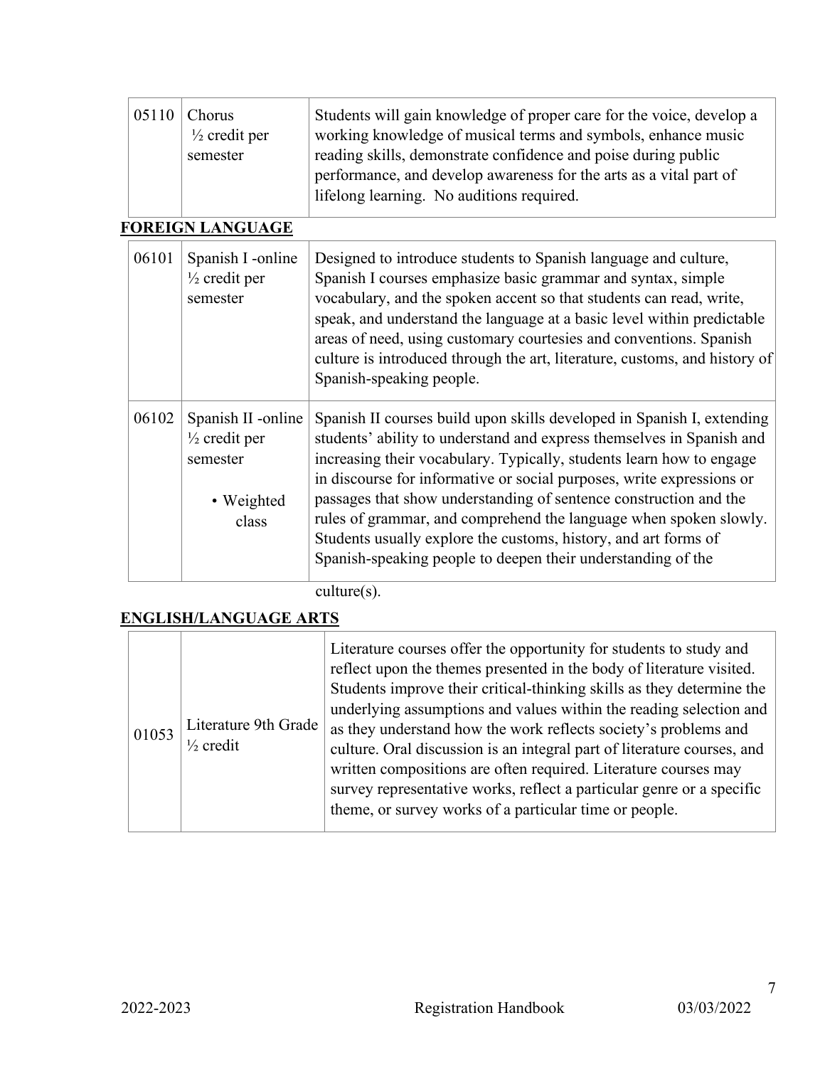| | | |
|---|---|---|
| 05110 | Chorus ½ credit per semester | Students will gain knowledge of proper care for the voice, develop a working knowledge of musical terms and symbols, enhance music reading skills, demonstrate confidence and poise during public performance, and develop awareness for the arts as a vital part of lifelong learning. No auditions required. |

## FOREIGN LANGUAGE

| | | |
|---|---|---|
| 06101 | Spanish I -online ½ credit per semester | Designed to introduce students to Spanish language and culture, Spanish I courses emphasize basic grammar and syntax, simple vocabulary, and the spoken accent so that students can read, write, speak, and understand the language at a basic level within predictable areas of need, using customary courtesies and conventions. Spanish culture is introduced through the art, literature, customs, and history of Spanish-speaking people. |
| 06102 | Spanish II -online ½ credit per semester<br>• Weighted class | Spanish II courses build upon skills developed in Spanish I, extending students' ability to understand and express themselves in Spanish and increasing their vocabulary. Typically, students learn how to engage in discourse for informative or social purposes, write expressions or passages that show understanding of sentence construction and the rules of grammar, and comprehend the language when spoken slowly. Students usually explore the customs, history, and art forms of Spanish-speaking people to deepen their understanding of the culture(s). |

## ENGLISH/LANGUAGE ARTS

| | | |
|---|---|---|
| 01053 | Literature 9th Grade ½ credit | Literature courses offer the opportunity for students to study and reflect upon the themes presented in the body of literature visited. Students improve their critical-thinking skills as they determine the underlying assumptions and values within the reading selection and as they understand how the work reflects society's problems and culture. Oral discussion is an integral part of literature courses, and written compositions are often required. Literature courses may survey representative works, reflect a particular genre or a specific theme, or survey works of a particular time or people. |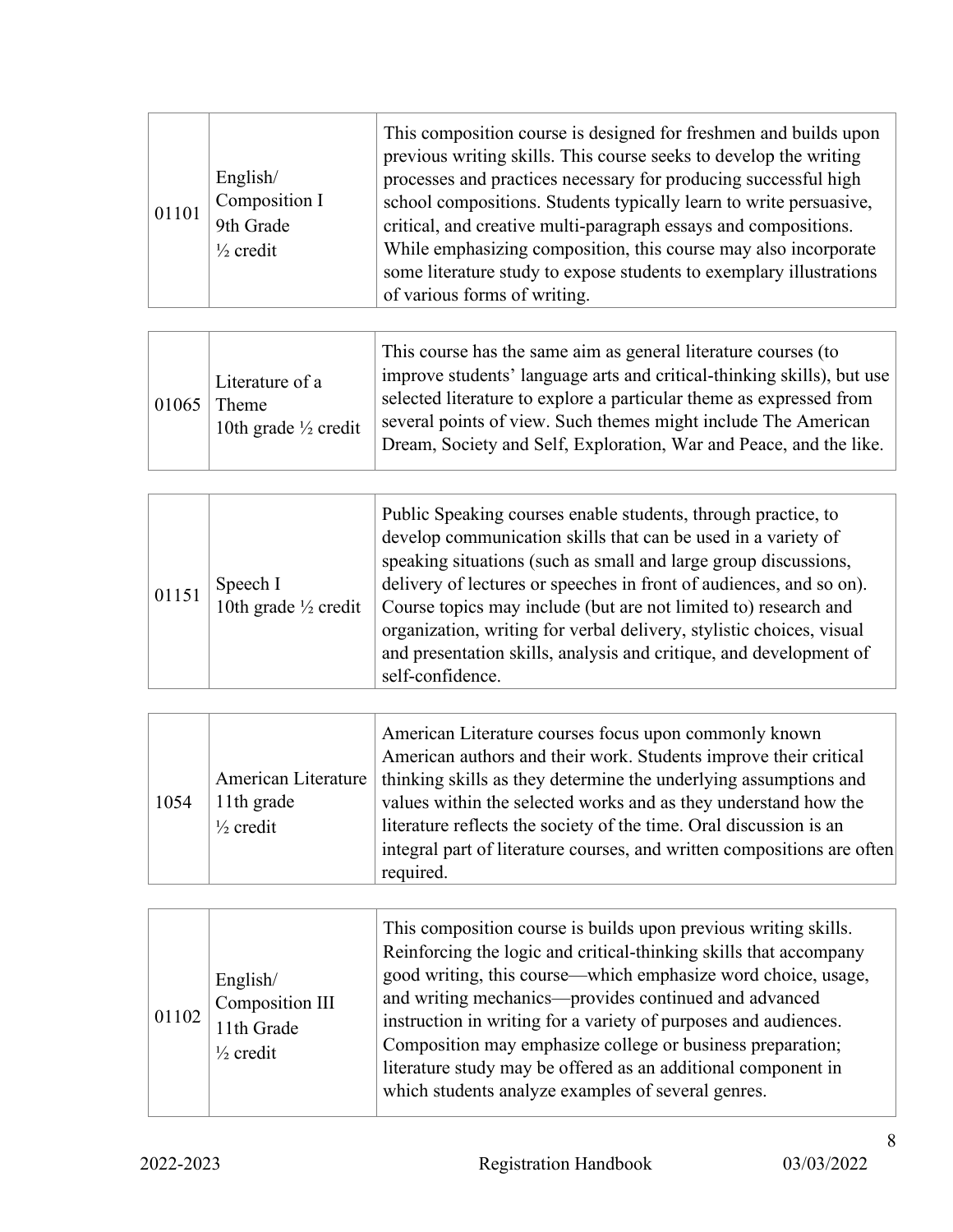| | | |
|---|---|---|
| 01101 | English/ Composition I 9th Grade ½ credit | This composition course is designed for freshmen and builds upon previous writing skills. This course seeks to develop the writing processes and practices necessary for producing successful high school compositions. Students typically learn to write persuasive, critical, and creative multi-paragraph essays and compositions. While emphasizing composition, this course may also incorporate some literature study to expose students to exemplary illustrations of various forms of writing. |

| | | |
|---|---|---|
| 01065 | Literature of a Theme 10th grade ½ credit | This course has the same aim as general literature courses (to improve students' language arts and critical-thinking skills), but use selected literature to explore a particular theme as expressed from several points of view. Such themes might include The American Dream, Society and Self, Exploration, War and Peace, and the like. |

| | | |
|---|---|---|
| 01151 | Speech I 10th grade ½ credit | Public Speaking courses enable students, through practice, to develop communication skills that can be used in a variety of speaking situations (such as small and large group discussions, delivery of lectures or speeches in front of audiences, and so on). Course topics may include (but are not limited to) research and organization, writing for verbal delivery, stylistic choices, visual and presentation skills, analysis and critique, and development of self-confidence. |

| | | |
|---|---|---|
| 1054 | American Literature 11th grade ½ credit | American Literature courses focus upon commonly known American authors and their work. Students improve their critical thinking skills as they determine the underlying assumptions and values within the selected works and as they understand how the literature reflects the society of the time. Oral discussion is an integral part of literature courses, and written compositions are often required. |

| | | |
|---|---|---|
| 01102 | English/ Composition III 11th Grade ½ credit | This composition course is builds upon previous writing skills. Reinforcing the logic and critical-thinking skills that accompany good writing, this course—which emphasize word choice, usage, and writing mechanics—provides continued and advanced instruction in writing for a variety of purposes and audiences. Composition may emphasize college or business preparation; literature study may be offered as an additional component in which students analyze examples of several genres. |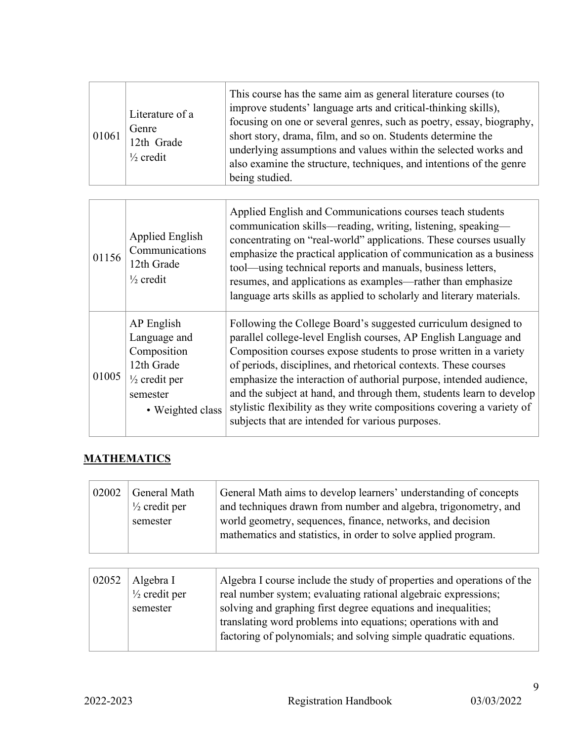| | | |
|---|---|---|
| 01061 | Literature of a Genre<br>12th Grade<br>½ credit | This course has the same aim as general literature courses (to improve students' language arts and critical-thinking skills), focusing on one or several genres, such as poetry, essay, biography, short story, drama, film, and so on. Students determine the underlying assumptions and values within the selected works and also examine the structure, techniques, and intentions of the genre being studied. |

| | | |
|---|---|---|
| 01156 | Applied English Communications<br>12th Grade<br>½ credit | Applied English and Communications courses teach students communication skills—reading, writing, listening, speaking—concentrating on "real-world" applications. These courses usually emphasize the practical application of communication as a business tool—using technical reports and manuals, business letters, resumes, and applications as examples—rather than emphasize language arts skills as applied to scholarly and literary materials. |
| 01005 | AP English Language and Composition<br>12th Grade<br>½ credit per semester<br>• Weighted class | Following the College Board's suggested curriculum designed to parallel college-level English courses, AP English Language and Composition courses expose students to prose written in a variety of periods, disciplines, and rhetorical contexts. These courses emphasize the interaction of authorial purpose, intended audience, and the subject at hand, and through them, students learn to develop stylistic flexibility as they write compositions covering a variety of subjects that are intended for various purposes. |

## MATHEMATICS

| | | |
|---|---|---|
| 02002 | General Math<br>½ credit per semester | General Math aims to develop learners' understanding of concepts and techniques drawn from number and algebra, trigonometry, and world geometry, sequences, finance, networks, and decision mathematics and statistics, in order to solve applied program. |

| | | |
|---|---|---|
| 02052 | Algebra I<br>½ credit per semester | Algebra I course include the study of properties and operations of the real number system; evaluating rational algebraic expressions; solving and graphing first degree equations and inequalities; translating word problems into equations; operations with and factoring of polynomials; and solving simple quadratic equations. |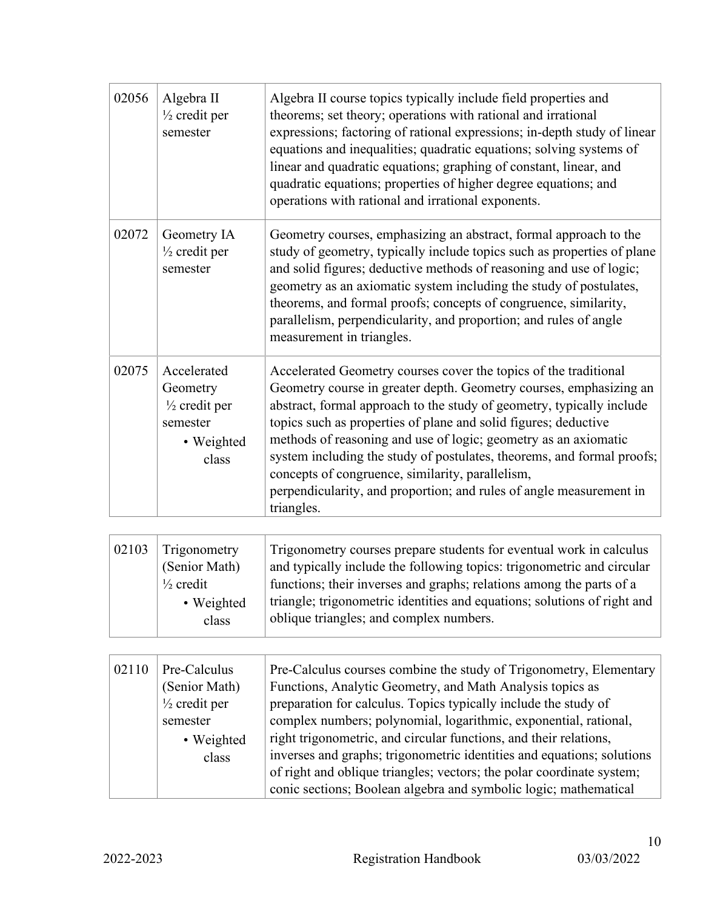| | | |
|---|---|---|
| 02056 | Algebra II<br>½ credit per semester | Algebra II course topics typically include field properties and theorems; set theory; operations with rational and irrational expressions; factoring of rational expressions; in-depth study of linear equations and inequalities; quadratic equations; solving systems of linear and quadratic equations; graphing of constant, linear, and quadratic equations; properties of higher degree equations; and operations with rational and irrational exponents. |
| 02072 | Geometry IA<br>½ credit per semester | Geometry courses, emphasizing an abstract, formal approach to the study of geometry, typically include topics such as properties of plane and solid figures; deductive methods of reasoning and use of logic; geometry as an axiomatic system including the study of postulates, theorems, and formal proofs; concepts of congruence, similarity, parallelism, perpendicularity, and proportion; and rules of angle measurement in triangles. |
| 02075 | Accelerated Geometry<br>½ credit per semester<br>• Weighted class | Accelerated Geometry courses cover the topics of the traditional Geometry course in greater depth. Geometry courses, emphasizing an abstract, formal approach to the study of geometry, typically include topics such as properties of plane and solid figures; deductive methods of reasoning and use of logic; geometry as an axiomatic system including the study of postulates, theorems, and formal proofs; concepts of congruence, similarity, parallelism, perpendicularity, and proportion; and rules of angle measurement in triangles. |

| | | |
|---|---|---|
| 02103 | Trigonometry (Senior Math)<br>½ credit<br>• Weighted class | Trigonometry courses prepare students for eventual work in calculus and typically include the following topics: trigonometric and circular functions; their inverses and graphs; relations among the parts of a triangle; trigonometric identities and equations; solutions of right and oblique triangles; and complex numbers. |

| | | |
|---|---|---|
| 02110 | Pre-Calculus (Senior Math)<br>½ credit per semester<br>• Weighted class | Pre-Calculus courses combine the study of Trigonometry, Elementary Functions, Analytic Geometry, and Math Analysis topics as preparation for calculus. Topics typically include the study of complex numbers; polynomial, logarithmic, exponential, rational, right trigonometric, and circular functions, and their relations, inverses and graphs; trigonometric identities and equations; solutions of right and oblique triangles; vectors; the polar coordinate system; conic sections; Boolean algebra and symbolic logic; mathematical |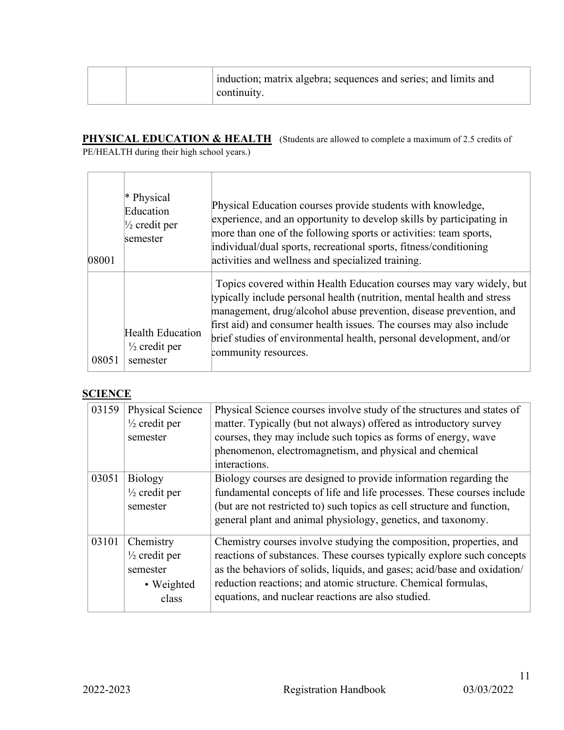| | | induction; matrix algebra; sequences and series; and limits and continuity. |
|---|---|---|

**PHYSICAL EDUCATION & HEALTH** (Students are allowed to complete a maximum of 2.5 credits of PE/HEALTH during their high school years.)

| | | |
|---|---|---|
| 08001 | * Physical Education ½ credit per semester | Physical Education courses provide students with knowledge, experience, and an opportunity to develop skills by participating in more than one of the following sports or activities: team sports, individual/dual sports, recreational sports, fitness/conditioning activities and wellness and specialized training. |
| 08051 | Health Education ½ credit per semester | Topics covered within Health Education courses may vary widely, but typically include personal health (nutrition, mental health and stress management, drug/alcohol abuse prevention, disease prevention, and first aid) and consumer health issues. The courses may also include brief studies of environmental health, personal development, and/or community resources. |

**SCIENCE**

| | | |
|---|---|---|
| 03159 | Physical Science ½ credit per semester | Physical Science courses involve study of the structures and states of matter. Typically (but not always) offered as introductory survey courses, they may include such topics as forms of energy, wave phenomenon, electromagnetism, and physical and chemical interactions. |
| 03051 | Biology ½ credit per semester | Biology courses are designed to provide information regarding the fundamental concepts of life and life processes. These courses include (but are not restricted to) such topics as cell structure and function, general plant and animal physiology, genetics, and taxonomy. |
| 03101 | Chemistry ½ credit per semester • Weighted class | Chemistry courses involve studying the composition, properties, and reactions of substances. These courses typically explore such concepts as the behaviors of solids, liquids, and gases; acid/base and oxidation/reduction reactions; and atomic structure. Chemical formulas, equations, and nuclear reactions are also studied. |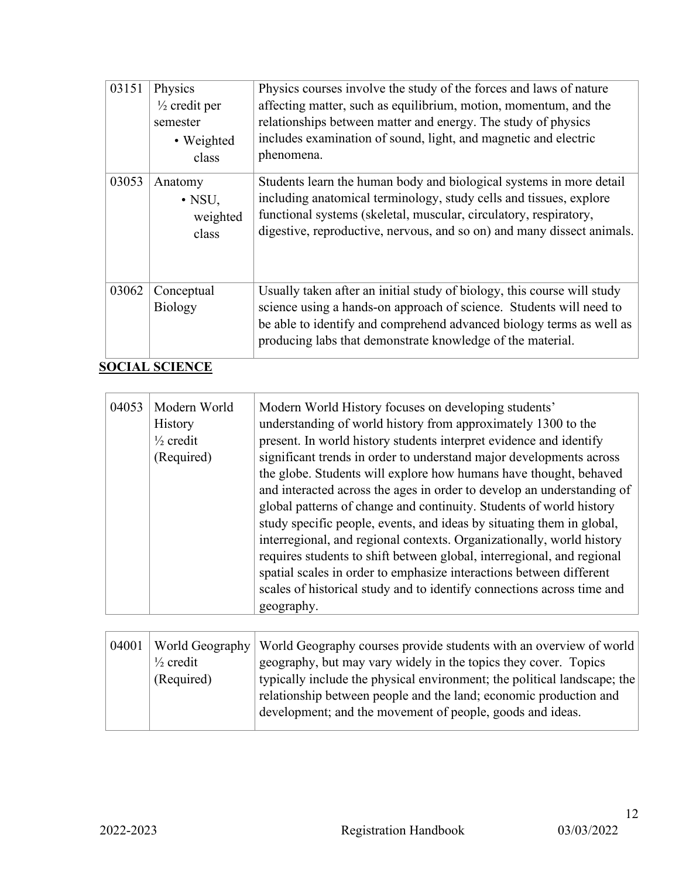| 03151 | Physics<br>½ credit per semester<br>• Weighted class | Physics courses involve the study of the forces and laws of nature affecting matter, such as equilibrium, motion, momentum, and the relationships between matter and energy. The study of physics includes examination of sound, light, and magnetic and electric phenomena. |
|---|---|---|
| 03053 | Anatomy<br>• NSU, weighted class | Students learn the human body and biological systems in more detail including anatomical terminology, study cells and tissues, explore functional systems (skeletal, muscular, circulatory, respiratory, digestive, reproductive, nervous, and so on) and many dissect animals. |
| 03062 | Conceptual Biology | Usually taken after an initial study of biology, this course will study science using a hands-on approach of science. Students will need to be able to identify and comprehend advanced biology terms as well as producing labs that demonstrate knowledge of the material. |

**SOCIAL SCIENCE**

| 04053 | Modern World History<br>½ credit<br>(Required) | Modern World History focuses on developing students' understanding of world history from approximately 1300 to the present. In world history students interpret evidence and identify significant trends in order to understand major developments across the globe. Students will explore how humans have thought, behaved and interacted across the ages in order to develop an understanding of global patterns of change and continuity. Students of world history study specific people, events, and ideas by situating them in global, interregional, and regional contexts. Organizationally, world history requires students to shift between global, interregional, and regional spatial scales in order to emphasize interactions between different scales of historical study and to identify connections across time and geography. |
|---|---|---|

| 04001 | World Geography<br>½ credit<br>(Required) | World Geography courses provide students with an overview of world geography, but may vary widely in the topics they cover. Topics typically include the physical environment; the political landscape; the relationship between people and the land; economic production and development; and the movement of people, goods and ideas. |
|---|---|---|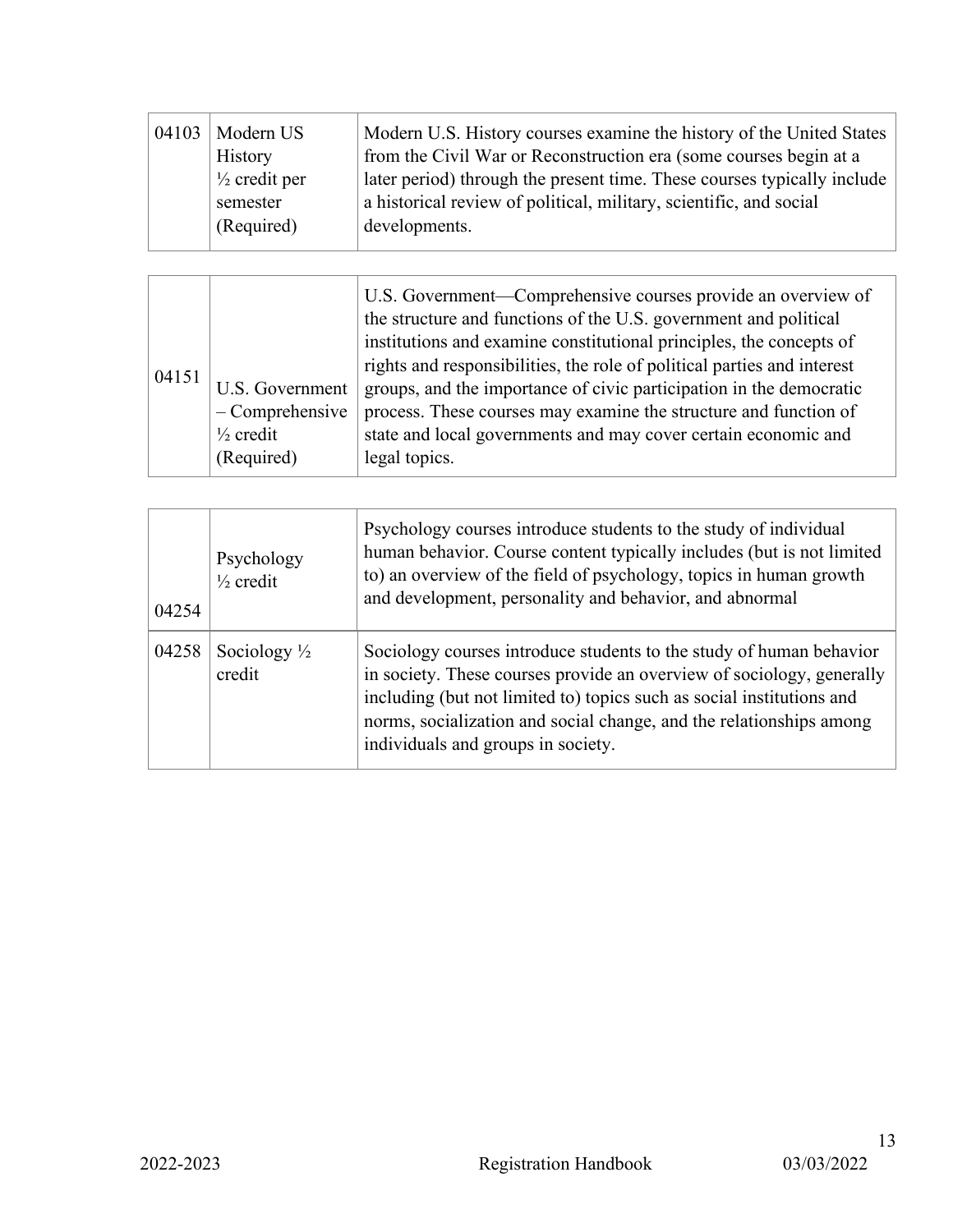| 04103 | Modern US History ½ credit per semester (Required) | Modern U.S. History courses examine the history of the United States from the Civil War or Reconstruction era (some courses begin at a later period) through the present time. These courses typically include a historical review of political, military, scientific, and social developments. |
|---|---|---|

| 04151 | U.S. Government – Comprehensive ½ credit (Required) | U.S. Government—Comprehensive courses provide an overview of the structure and functions of the U.S. government and political institutions and examine constitutional principles, the concepts of rights and responsibilities, the role of political parties and interest groups, and the importance of civic participation in the democratic process. These courses may examine the structure and function of state and local governments and may cover certain economic and legal topics. |
|---|---|---|

| 04254 | Psychology ½ credit | Psychology courses introduce students to the study of individual human behavior. Course content typically includes (but is not limited to) an overview of the field of psychology, topics in human growth and development, personality and behavior, and abnormal |
|---|---|---|
| 04258 | Sociology ½ credit | Sociology courses introduce students to the study of human behavior in society. These courses provide an overview of sociology, generally including (but not limited to) topics such as social institutions and norms, socialization and social change, and the relationships among individuals and groups in society. |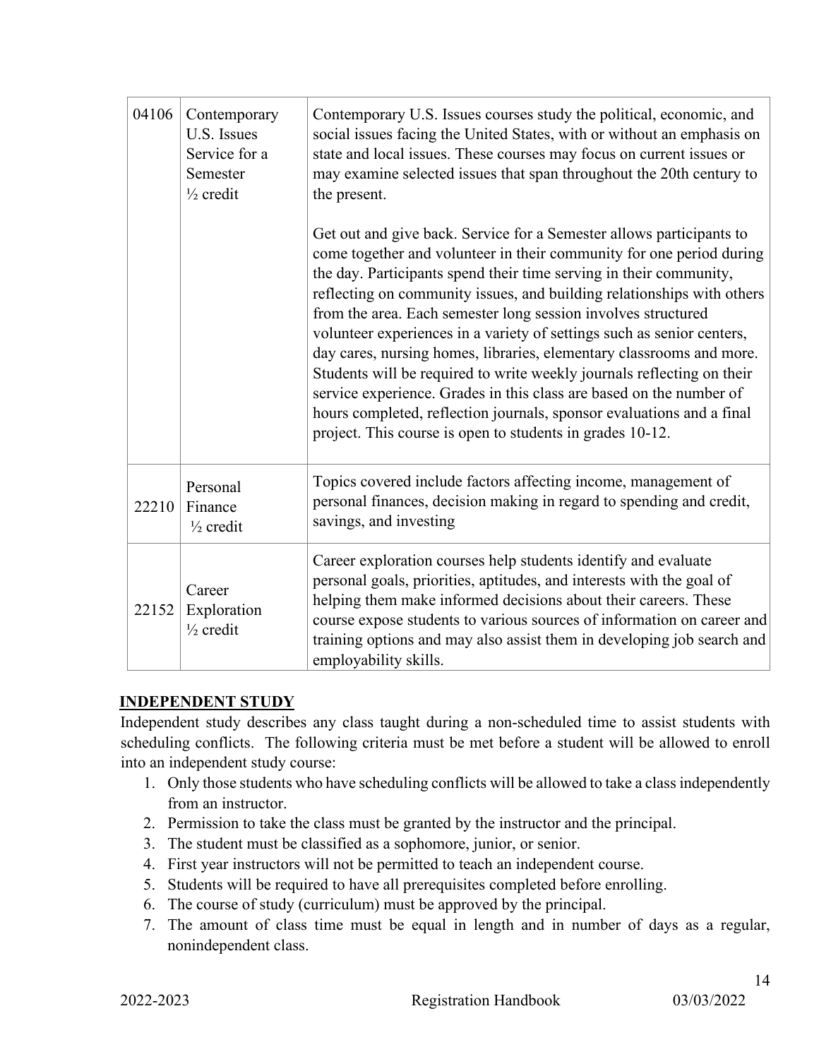| | | |
|---|---|---|
| 04106 | Contemporary U.S. Issues Service for a Semester ½ credit | Contemporary U.S. Issues courses study the political, economic, and social issues facing the United States, with or without an emphasis on state and local issues. These courses may focus on current issues or may examine selected issues that span throughout the 20th century to the present.<br><br>Get out and give back. Service for a Semester allows participants to come together and volunteer in their community for one period during the day. Participants spend their time serving in their community, reflecting on community issues, and building relationships with others from the area. Each semester long session involves structured volunteer experiences in a variety of settings such as senior centers, day cares, nursing homes, libraries, elementary classrooms and more. Students will be required to write weekly journals reflecting on their service experience. Grades in this class are based on the number of hours completed, reflection journals, sponsor evaluations and a final project. This course is open to students in grades 10-12. |
| 22210 | Personal Finance ½ credit | Topics covered include factors affecting income, management of personal finances, decision making in regard to spending and credit, savings, and investing |
| 22152 | Career Exploration ½ credit | Career exploration courses help students identify and evaluate personal goals, priorities, aptitudes, and interests with the goal of helping them make informed decisions about their careers. These course expose students to various sources of information on career and training options and may also assist them in developing job search and employability skills. |

## INDEPENDENT STUDY

Independent study describes any class taught during a non-scheduled time to assist students with scheduling conflicts. The following criteria must be met before a student will be allowed to enroll into an independent study course:

1. Only those students who have scheduling conflicts will be allowed to take a class independently from an instructor.
2. Permission to take the class must be granted by the instructor and the principal.
3. The student must be classified as a sophomore, junior, or senior.
4. First year instructors will not be permitted to teach an independent course.
5. Students will be required to have all prerequisites completed before enrolling.
6. The course of study (curriculum) must be approved by the principal.
7. The amount of class time must be equal in length and in number of days as a regular, nonindependent class.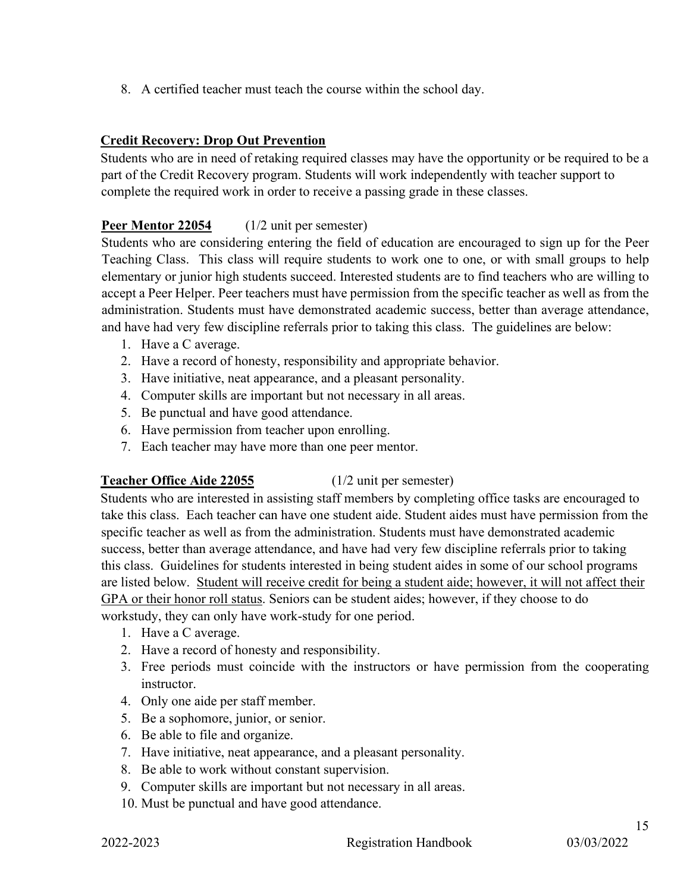8. A certified teacher must teach the course within the school day.

**Credit Recovery: Drop Out Prevention**

Students who are in need of retaking required classes may have the opportunity or be required to be a part of the Credit Recovery program. Students will work independently with teacher support to complete the required work in order to receive a passing grade in these classes.

**Peer Mentor 22054** (1/2 unit per semester)

Students who are considering entering the field of education are encouraged to sign up for the Peer Teaching Class. This class will require students to work one to one, or with small groups to help elementary or junior high students succeed. Interested students are to find teachers who are willing to accept a Peer Helper. Peer teachers must have permission from the specific teacher as well as from the administration. Students must have demonstrated academic success, better than average attendance, and have had very few discipline referrals prior to taking this class. The guidelines are below:

1. Have a C average.
2. Have a record of honesty, responsibility and appropriate behavior.
3. Have initiative, neat appearance, and a pleasant personality.
4. Computer skills are important but not necessary in all areas.
5. Be punctual and have good attendance.
6. Have permission from teacher upon enrolling.
7. Each teacher may have more than one peer mentor.

**Teacher Office Aide 22055** (1/2 unit per semester)

Students who are interested in assisting staff members by completing office tasks are encouraged to take this class. Each teacher can have one student aide. Student aides must have permission from the specific teacher as well as from the administration. Students must have demonstrated academic success, better than average attendance, and have had very few discipline referrals prior to taking this class. Guidelines for students interested in being student aides in some of our school programs are listed below. Student will receive credit for being a student aide; however, it will not affect their GPA or their honor roll status. Seniors can be student aides; however, if they choose to do workstudy, they can only have work-study for one period.

1. Have a C average.
2. Have a record of honesty and responsibility.
3. Free periods must coincide with the instructors or have permission from the cooperating instructor.
4. Only one aide per staff member.
5. Be a sophomore, junior, or senior.
6. Be able to file and organize.
7. Have initiative, neat appearance, and a pleasant personality.
8. Be able to work without constant supervision.
9. Computer skills are important but not necessary in all areas.
10. Must be punctual and have good attendance.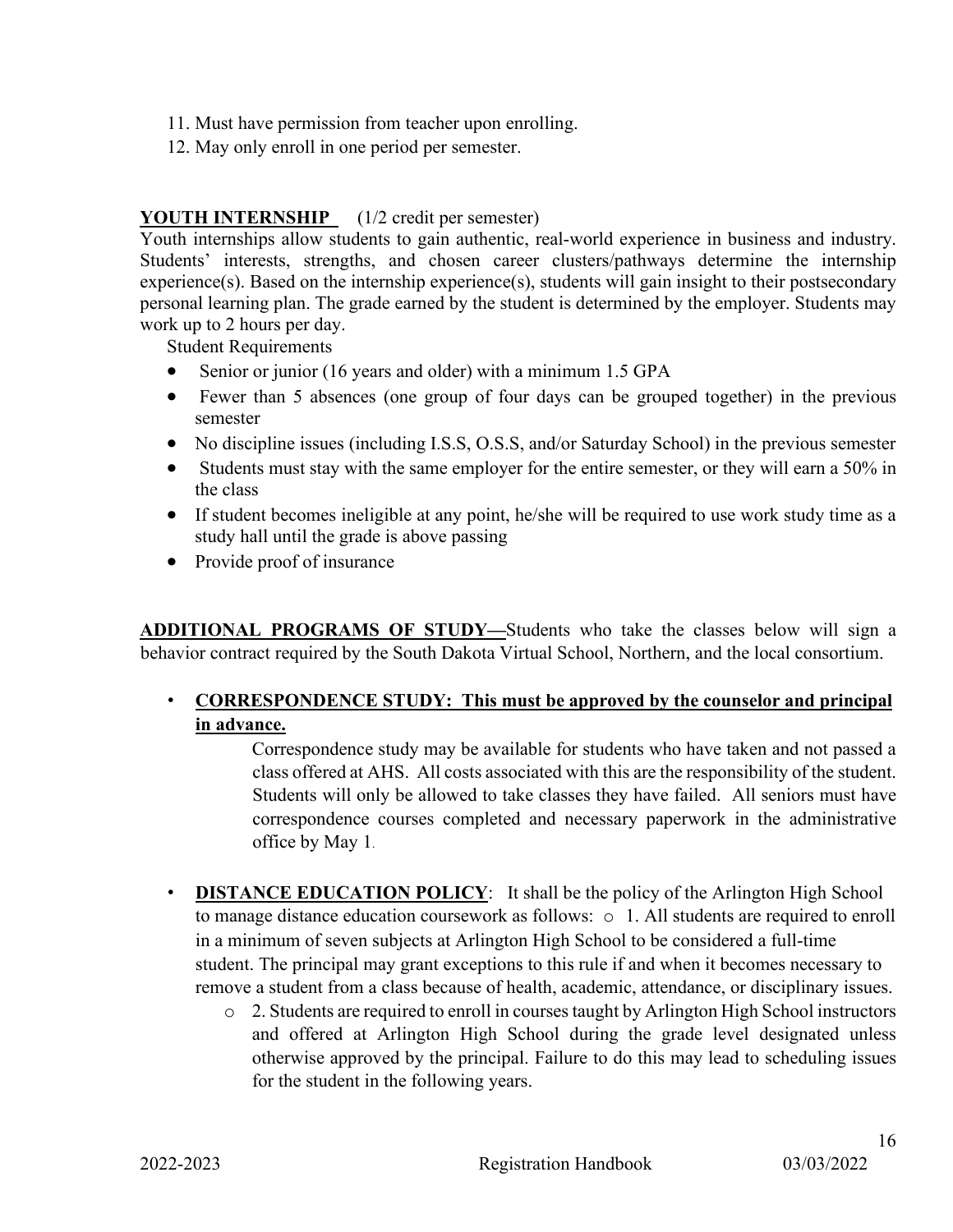11. Must have permission from teacher upon enrolling.
12. May only enroll in one period per semester.

**YOUTH INTERNSHIP** (1/2 credit per semester)

Youth internships allow students to gain authentic, real-world experience in business and industry. Students' interests, strengths, and chosen career clusters/pathways determine the internship experience(s). Based on the internship experience(s), students will gain insight to their postsecondary personal learning plan. The grade earned by the student is determined by the employer. Students may work up to 2 hours per day.

Student Requirements

- Senior or junior (16 years and older) with a minimum 1.5 GPA
- Fewer than 5 absences (one group of four days can be grouped together) in the previous semester
- No discipline issues (including I.S.S, O.S.S, and/or Saturday School) in the previous semester
- Students must stay with the same employer for the entire semester, or they will earn a 50% in the class
- If student becomes ineligible at any point, he/she will be required to use work study time as a study hall until the grade is above passing
- Provide proof of insurance

**ADDITIONAL PROGRAMS OF STUDY—**Students who take the classes below will sign a behavior contract required by the South Dakota Virtual School, Northern, and the local consortium.

- **CORRESPONDENCE STUDY: This must be approved by the counselor and principal in advance.**

  Correspondence study may be available for students who have taken and not passed a class offered at AHS. All costs associated with this are the responsibility of the student. Students will only be allowed to take classes they have failed. All seniors must have correspondence courses completed and necessary paperwork in the administrative office by May 1.

- **DISTANCE EDUCATION POLICY**: It shall be the policy of the Arlington High School to manage distance education coursework as follows:
  - 1. All students are required to enroll in a minimum of seven subjects at Arlington High School to be considered a full-time student. The principal may grant exceptions to this rule if and when it becomes necessary to remove a student from a class because of health, academic, attendance, or disciplinary issues.
  - 2. Students are required to enroll in courses taught by Arlington High School instructors and offered at Arlington High School during the grade level designated unless otherwise approved by the principal. Failure to do this may lead to scheduling issues for the student in the following years.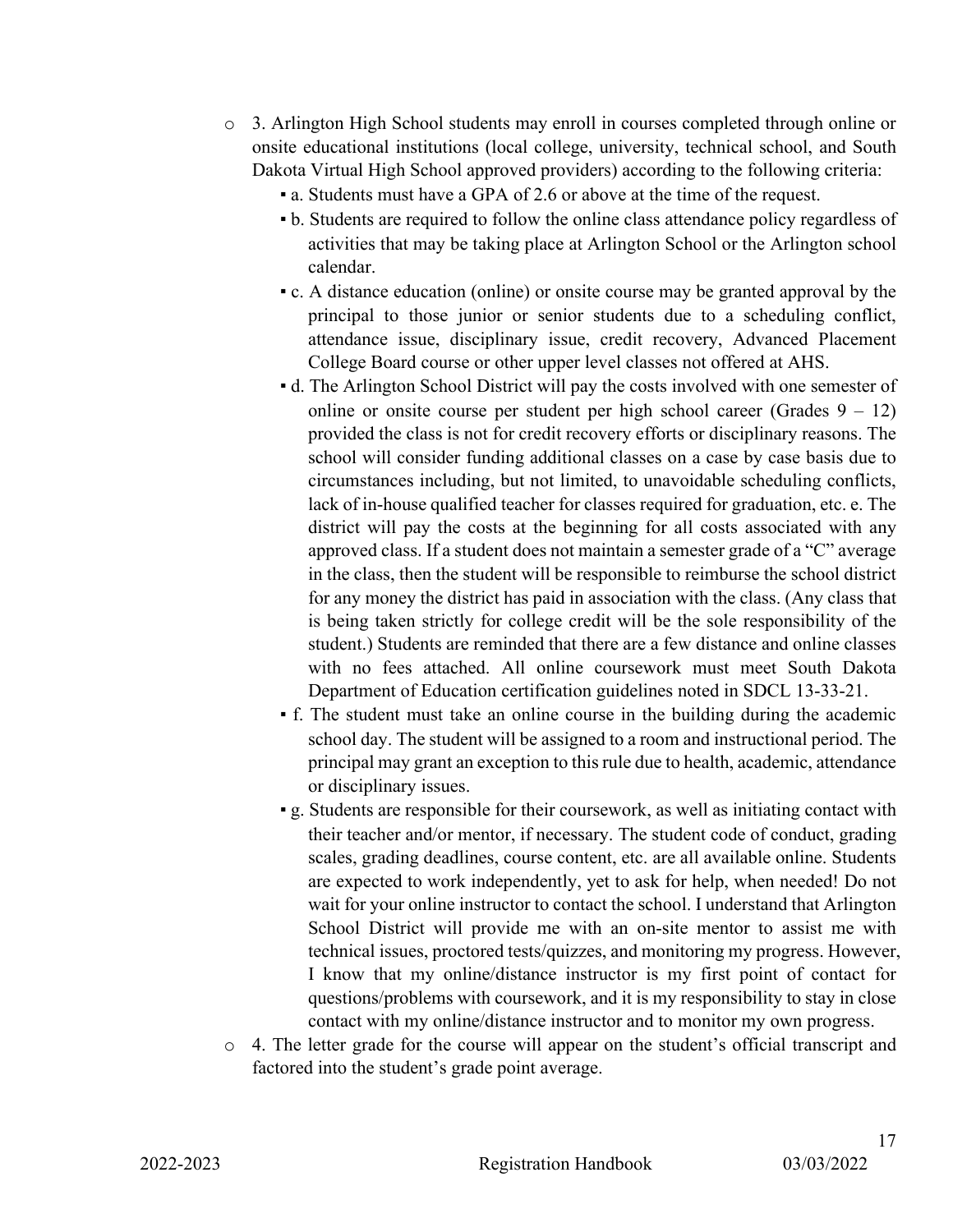- 3. Arlington High School students may enroll in courses completed through online or onsite educational institutions (local college, university, technical school, and South Dakota Virtual High School approved providers) according to the following criteria:
  - a. Students must have a GPA of 2.6 or above at the time of the request.
  - b. Students are required to follow the online class attendance policy regardless of activities that may be taking place at Arlington School or the Arlington school calendar.
  - c. A distance education (online) or onsite course may be granted approval by the principal to those junior or senior students due to a scheduling conflict, attendance issue, disciplinary issue, credit recovery, Advanced Placement College Board course or other upper level classes not offered at AHS.
  - d. The Arlington School District will pay the costs involved with one semester of online or onsite course per student per high school career (Grades 9 – 12) provided the class is not for credit recovery efforts or disciplinary reasons. The school will consider funding additional classes on a case by case basis due to circumstances including, but not limited, to unavoidable scheduling conflicts, lack of in-house qualified teacher for classes required for graduation, etc. e. The district will pay the costs at the beginning for all costs associated with any approved class. If a student does not maintain a semester grade of a "C" average in the class, then the student will be responsible to reimburse the school district for any money the district has paid in association with the class. (Any class that is being taken strictly for college credit will be the sole responsibility of the student.) Students are reminded that there are a few distance and online classes with no fees attached. All online coursework must meet South Dakota Department of Education certification guidelines noted in SDCL 13-33-21.
  - f. The student must take an online course in the building during the academic school day. The student will be assigned to a room and instructional period. The principal may grant an exception to this rule due to health, academic, attendance or disciplinary issues.
  - g. Students are responsible for their coursework, as well as initiating contact with their teacher and/or mentor, if necessary. The student code of conduct, grading scales, grading deadlines, course content, etc. are all available online. Students are expected to work independently, yet to ask for help, when needed! Do not wait for your online instructor to contact the school. I understand that Arlington School District will provide me with an on-site mentor to assist me with technical issues, proctored tests/quizzes, and monitoring my progress. However, I know that my online/distance instructor is my first point of contact for questions/problems with coursework, and it is my responsibility to stay in close contact with my online/distance instructor and to monitor my own progress.
- 4. The letter grade for the course will appear on the student's official transcript and factored into the student's grade point average.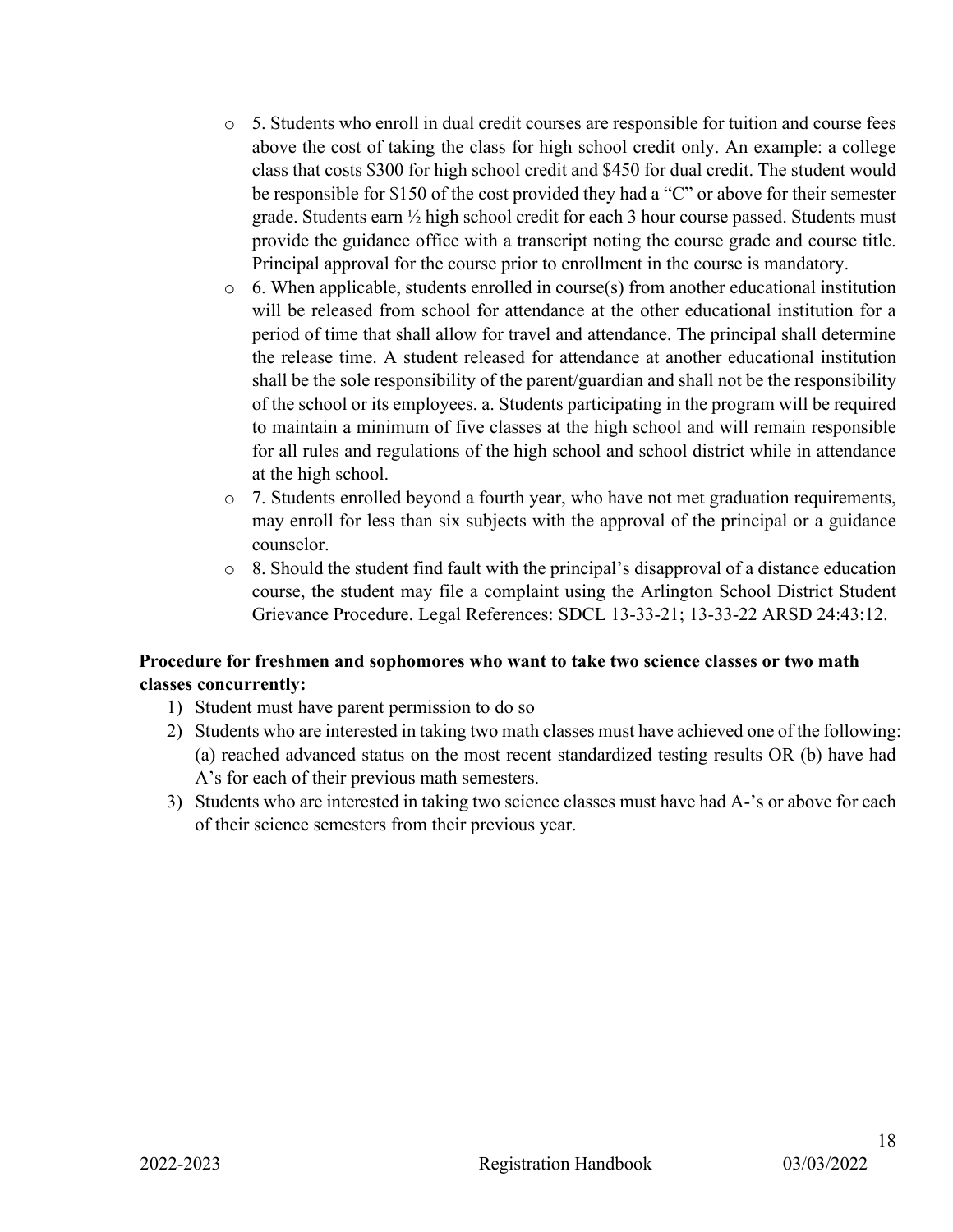- 5. Students who enroll in dual credit courses are responsible for tuition and course fees above the cost of taking the class for high school credit only. An example: a college class that costs $300 for high school credit and $450 for dual credit. The student would be responsible for $150 of the cost provided they had a "C" or above for their semester grade. Students earn ½ high school credit for each 3 hour course passed. Students must provide the guidance office with a transcript noting the course grade and course title. Principal approval for the course prior to enrollment in the course is mandatory.
- 6. When applicable, students enrolled in course(s) from another educational institution will be released from school for attendance at the other educational institution for a period of time that shall allow for travel and attendance. The principal shall determine the release time. A student released for attendance at another educational institution shall be the sole responsibility of the parent/guardian and shall not be the responsibility of the school or its employees. a. Students participating in the program will be required to maintain a minimum of five classes at the high school and will remain responsible for all rules and regulations of the high school and school district while in attendance at the high school.
- 7. Students enrolled beyond a fourth year, who have not met graduation requirements, may enroll for less than six subjects with the approval of the principal or a guidance counselor.
- 8. Should the student find fault with the principal's disapproval of a distance education course, the student may file a complaint using the Arlington School District Student Grievance Procedure. Legal References: SDCL 13-33-21; 13-33-22 ARSD 24:43:12.

**Procedure for freshmen and sophomores who want to take two science classes or two math classes concurrently:**

1) Student must have parent permission to do so
2) Students who are interested in taking two math classes must have achieved one of the following: (a) reached advanced status on the most recent standardized testing results OR (b) have had A's for each of their previous math semesters.
3) Students who are interested in taking two science classes must have had A-'s or above for each of their science semesters from their previous year.